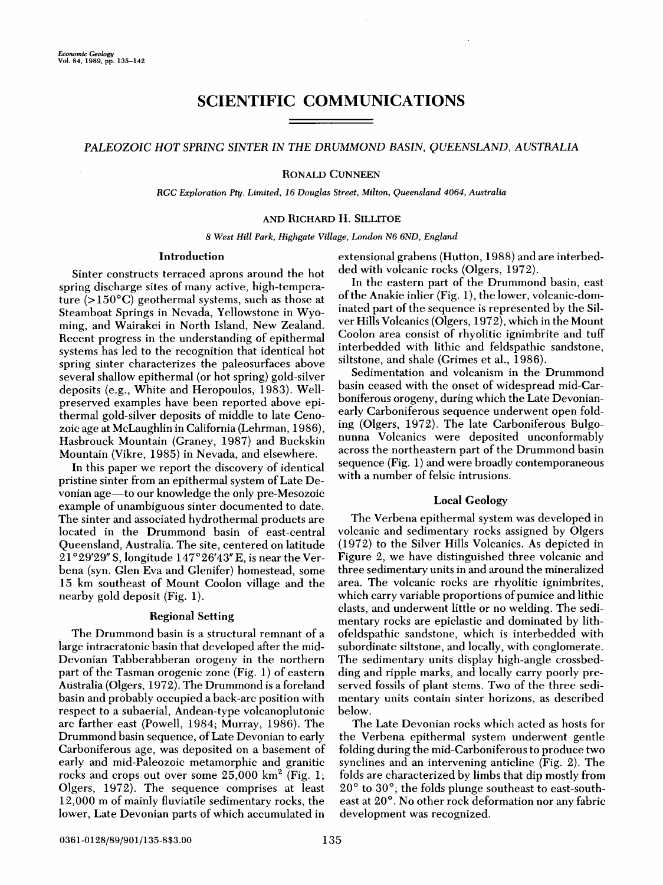# SCIENTIFIC COMMUNICATIONS

## *PALEOZOIC HOT SPRING SINTER IN THE DRUMMOND BASIN, QUEENSLAND, AUSTRALIA*

RONALD CUNNEEN

*RGC Exploration Pty. Limited, 16 Douglas Street, Milton, Queensland 4064, Australia*

AND RICHARD H. SILLITOE

*8 West Hill Park, Highgate Village, London N6 6ND, England*

### Introduction

Sinter constructs terraced aprons around the hot spring discharge sites of many active, high-temperature (>150°C) geothermal systems, such as those at Steamboat Springs in Nevada, Yellowstone in Wyoming, and Wairakei in North Island, New Zealand. Recent progress in the understanding of epithermal systems has led to the recognition that identical hot spring sinter characterizes the paleosurfaces above several shallow epithermal (or hot spring) gold-silver deposits (e.g., White and Heropoulos, 1983). Well-preserved examples have been reported above epithermal gold-silver deposits of middle to late Cenozoic age at McLaughlin in California (Lehrman, 1986), Hasbrouck Mountain (Graney, 1987) and Buckskin Mountain (Vikre, 1985) in Nevada, and elsewhere.

In this paper we report the discovery of identical pristine sinter from an epithermal system of Late Devonian age—to our knowledge the only pre-Mesozoic example of unambiguous sinter documented to date. The sinter and associated hydrothermal products are located in the Drummond basin of east-central Queensland, Australia. The site, centered on latitude 21°29′29″ S, longitude 147°26′43″ E, is near the Verbena (syn. Glen Eva and Glenifer) homestead, some 15 km southeast of Mount Coolon village and the nearby gold deposit (Fig. 1).

### Regional Setting

The Drummond basin is a structural remnant of a large intracratonic basin that developed after the mid-Devonian Tabberabberan orogeny in the northern part of the Tasman orogenic zone (Fig. 1) of eastern Australia (Olgers, 1972). The Drummond is a foreland basin and probably occupied a back-arc position with respect to a subaerial, Andean-type volcanoplutonic arc farther east (Powell, 1984; Murray, 1986). The Drummond basin sequence, of Late Devonian to early Carboniferous age, was deposited on a basement of early and mid-Paleozoic metamorphic and granitic rocks and crops out over some 25,000 km$^2$ (Fig. 1; Olgers, 1972). The sequence comprises at least 12,000 m of mainly fluviatile sedimentary rocks, the lower, Late Devonian parts of which accumulated in extensional grabens (Hutton, 1988) and are interbedded with volcanic rocks (Olgers, 1972).

In the eastern part of the Drummond basin, east of the Anakie inlier (Fig. 1), the lower, volcanic-dominated part of the sequence is represented by the Silver Hills Volcanics (Olgers, 1972), which in the Mount Coolon area consist of rhyolitic ignimbrite and tuff interbedded with lithic and feldspathic sandstone, siltstone, and shale (Grimes et al., 1986).

Sedimentation and volcanism in the Drummond basin ceased with the onset of widespread mid-Carboniferous orogeny, during which the Late Devonian-early Carboniferous sequence underwent open folding (Olgers, 1972). The late Carboniferous Bulgonunna Volcanics were deposited unconformably across the northeastern part of the Drummond basin sequence (Fig. 1) and were broadly contemporaneous with a number of felsic intrusions.

### Local Geology

The Verbena epithermal system was developed in volcanic and sedimentary rocks assigned by Olgers (1972) to the Silver Hills Volcanics. As depicted in Figure 2, we have distinguished three volcanic and three sedimentary units in and around the mineralized area. The volcanic rocks are rhyolitic ignimbrites, which carry variable proportions of pumice and lithic clasts, and underwent little or no welding. The sedimentary rocks are epiclastic and dominated by lithofeldspathic sandstone, which is interbedded with subordinate siltstone, and locally, with conglomerate. The sedimentary units display high-angle crossbedding and ripple marks, and locally carry poorly preserved fossils of plant stems. Two of the three sedimentary units contain sinter horizons, as described below.

The Late Devonian rocks which acted as hosts for the Verbena epithermal system underwent gentle folding during the mid-Carboniferous to produce two synclines and an intervening anticline (Fig. 2). The folds are characterized by limbs that dip mostly from 20° to 30°; the folds plunge southeast to east-southeast at 20°. No other rock deformation nor any fabric development was recognized.

0361-0128/89/901/135-8$3.00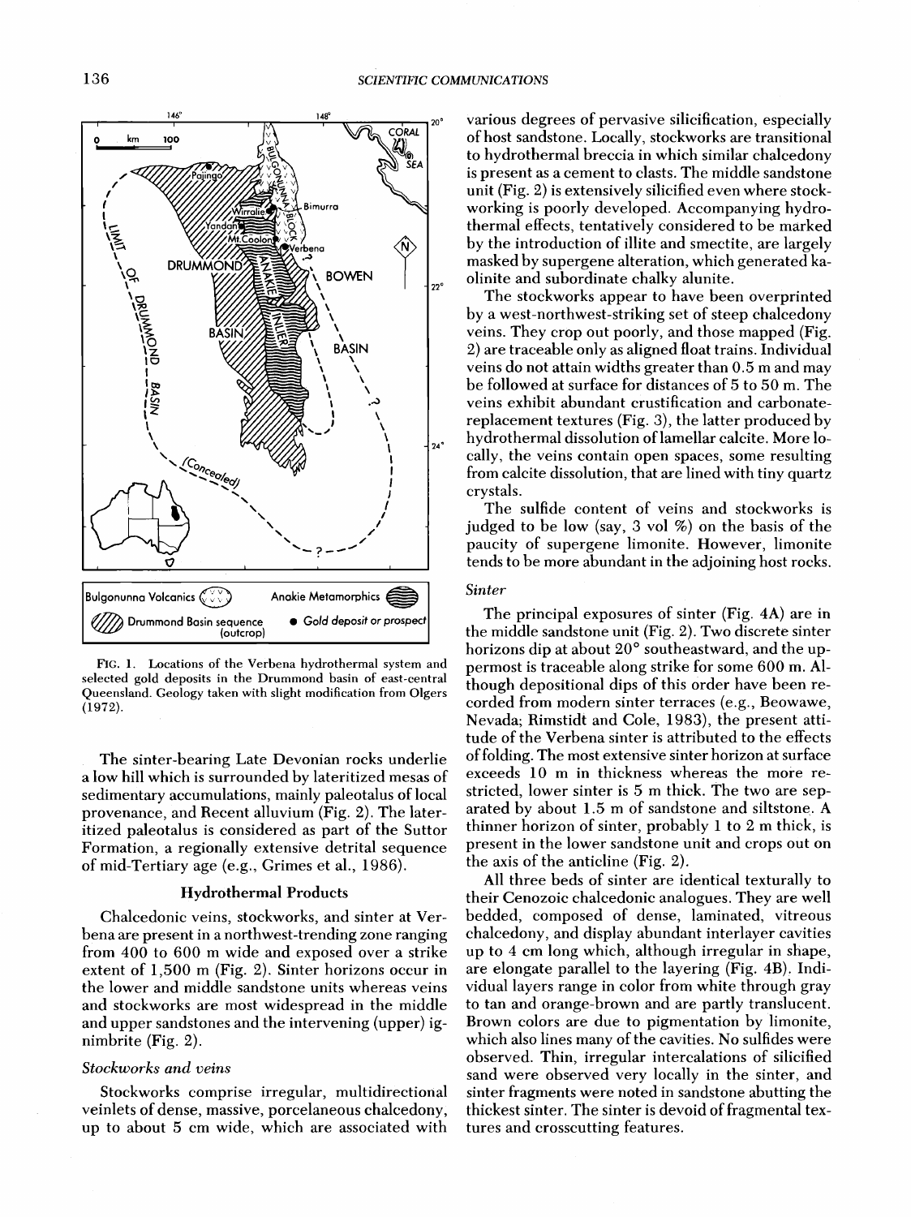FIG. 1. Locations of the Verbena hydrothermal system and selected gold deposits in the Drummond basin of east-central Queensland. Geology taken with slight modification from Olgers (1972).

The sinter-bearing Late Devonian rocks underlie a low hill which is surrounded by lateritized mesas of sedimentary accumulations, mainly paleotalus of local provenance, and Recent alluvium (Fig. 2). The lateritized paleotalus is considered as part of the Suttor Formation, a regionally extensive detrital sequence of mid-Tertiary age (e.g., Grimes et al., 1986).

## Hydrothermal Products

Chalcedonic veins, stockworks, and sinter at Verbena are present in a northwest-trending zone ranging from 400 to 600 m wide and exposed over a strike extent of 1,500 m (Fig. 2). Sinter horizons occur in the lower and middle sandstone units whereas veins and stockworks are most widespread in the middle and upper sandstones and the intervening (upper) ignimbrite (Fig. 2).

### *Stockworks and veins*

Stockworks comprise irregular, multidirectional veinlets of dense, massive, porcelaneous chalcedony, up to about 5 cm wide, which are associated with various degrees of pervasive silicification, especially of host sandstone. Locally, stockworks are transitional to hydrothermal breccia in which similar chalcedony is present as a cement to clasts. The middle sandstone unit (Fig. 2) is extensively silicified even where stockworking is poorly developed. Accompanying hydrothermal effects, tentatively considered to be marked by the introduction of illite and smectite, are largely masked by supergene alteration, which generated kaolinite and subordinate chalky alunite.

The stockworks appear to have been overprinted by a west-northwest-striking set of steep chalcedony veins. They crop out poorly, and those mapped (Fig. 2) are traceable only as aligned float trains. Individual veins do not attain widths greater than 0.5 m and may be followed at surface for distances of 5 to 50 m. The veins exhibit abundant crustification and carbonate-replacement textures (Fig. 3), the latter produced by hydrothermal dissolution of lamellar calcite. More locally, the veins contain open spaces, some resulting from calcite dissolution, that are lined with tiny quartz crystals.

The sulfide content of veins and stockworks is judged to be low (say, 3 vol %) on the basis of the paucity of supergene limonite. However, limonite tends to be more abundant in the adjoining host rocks.

### *Sinter*

The principal exposures of sinter (Fig. 4A) are in the middle sandstone unit (Fig. 2). Two discrete sinter horizons dip at about 20° southeastward, and the uppermost is traceable along strike for some 600 m. Although depositional dips of this order have been recorded from modern sinter terraces (e.g., Beowawe, Nevada; Rimstidt and Cole, 1983), the present attitude of the Verbena sinter is attributed to the effects of folding. The most extensive sinter horizon at surface exceeds 10 m in thickness whereas the more restricted, lower sinter is 5 m thick. The two are separated by about 1.5 m of sandstone and siltstone. A thinner horizon of sinter, probably 1 to 2 m thick, is present in the lower sandstone unit and crops out on the axis of the anticline (Fig. 2).

All three beds of sinter are identical texturally to their Cenozoic chalcedonic analogues. They are well bedded, composed of dense, laminated, vitreous chalcedony, and display abundant interlayer cavities up to 4 cm long which, although irregular in shape, are elongate parallel to the layering (Fig. 4B). Individual layers range in color from white through gray to tan and orange-brown and are partly translucent. Brown colors are due to pigmentation by limonite, which also lines many of the cavities. No sulfides were observed. Thin, irregular intercalations of silicified sand were observed very locally in the sinter, and sinter fragments were noted in sandstone abutting the thickest sinter. The sinter is devoid of fragmental textures and crosscutting features.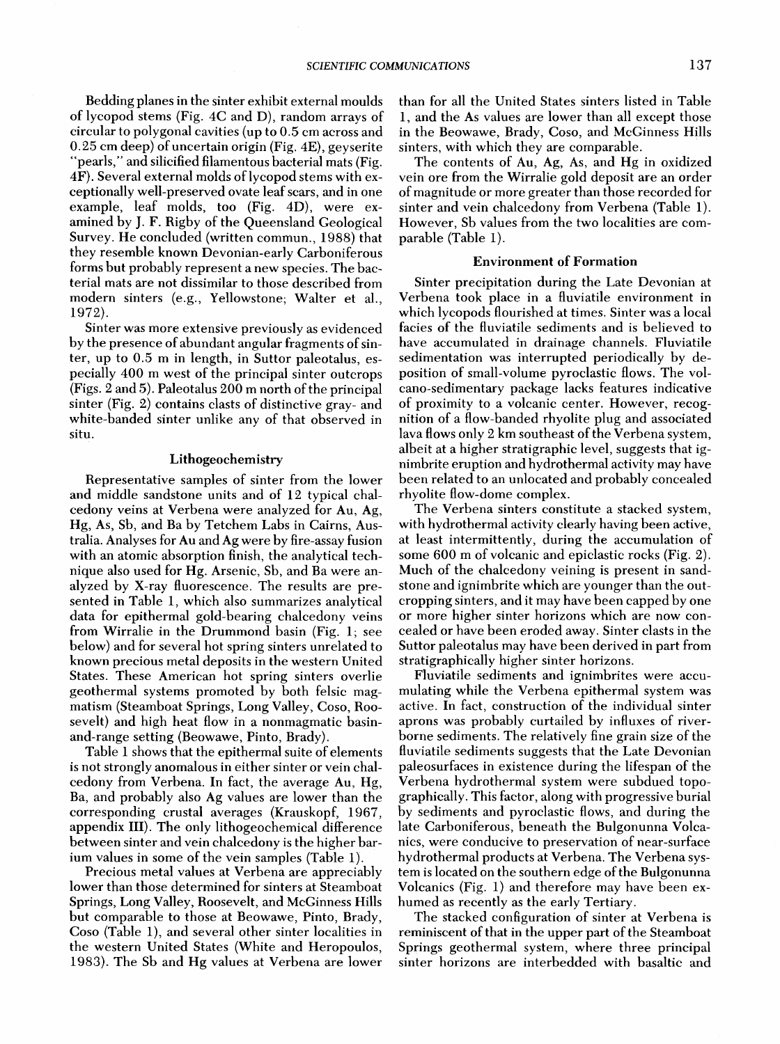Bedding planes in the sinter exhibit external moulds of lycopod stems (Fig. 4C and D), random arrays of circular to polygonal cavities (up to 0.5 cm across and 0.25 cm deep) of uncertain origin (Fig. 4E), geyserite "pearls," and silicified filamentous bacterial mats (Fig. 4F). Several external molds of lycopod stems with exceptionally well-preserved ovate leaf scars, and in one example, leaf molds, too (Fig. 4D), were examined by J. F. Rigby of the Queensland Geological Survey. He concluded (written commun., 1988) that they resemble known Devonian-early Carboniferous forms but probably represent a new species. The bacterial mats are not dissimilar to those described from modern sinters (e.g., Yellowstone; Walter et al., 1972).

Sinter was more extensive previously as evidenced by the presence of abundant angular fragments of sinter, up to 0.5 m in length, in Suttor paleotalus, especially 400 m west of the principal sinter outcrops (Figs. 2 and 5). Paleotalus 200 m north of the principal sinter (Fig. 2) contains clasts of distinctive gray- and white-banded sinter unlike any of that observed in situ.

### Lithogeochemistry

Representative samples of sinter from the lower and middle sandstone units and of 12 typical chalcedony veins at Verbena were analyzed for Au, Ag, Hg, As, Sb, and Ba by Tetchem Labs in Cairns, Australia. Analyses for Au and Ag were by fire-assay fusion with an atomic absorption finish, the analytical technique also used for Hg. Arsenic, Sb, and Ba were analyzed by X-ray fluorescence. The results are presented in Table 1, which also summarizes analytical data for epithermal gold-bearing chalcedony veins from Wirralie in the Drummond basin (Fig. 1; see below) and for several hot spring sinters unrelated to known precious metal deposits in the western United States. These American hot spring sinters overlie geothermal systems promoted by both felsic magmatism (Steamboat Springs, Long Valley, Coso, Roosevelt) and high heat flow in a nonmagmatic basin-and-range setting (Beowawe, Pinto, Brady).

Table 1 shows that the epithermal suite of elements is not strongly anomalous in either sinter or vein chalcedony from Verbena. In fact, the average Au, Hg, Ba, and probably also Ag values are lower than the corresponding crustal averages (Krauskopf, 1967, appendix III). The only lithogeochemical difference between sinter and vein chalcedony is the higher barium values in some of the vein samples (Table 1).

Precious metal values at Verbena are appreciably lower than those determined for sinters at Steamboat Springs, Long Valley, Roosevelt, and McGinness Hills but comparable to those at Beowawe, Pinto, Brady, Coso (Table 1), and several other sinter localities in the western United States (White and Heropoulos, 1983). The Sb and Hg values at Verbena are lower than for all the United States sinters listed in Table 1, and the As values are lower than all except those in the Beowawe, Brady, Coso, and McGinness Hills sinters, with which they are comparable.

The contents of Au, Ag, As, and Hg in oxidized vein ore from the Wirralie gold deposit are an order of magnitude or more greater than those recorded for sinter and vein chalcedony from Verbena (Table 1). However, Sb values from the two localities are comparable (Table 1).

### Environment of Formation

Sinter precipitation during the Late Devonian at Verbena took place in a fluviatile environment in which lycopods flourished at times. Sinter was a local facies of the fluviatile sediments and is believed to have accumulated in drainage channels. Fluviatile sedimentation was interrupted periodically by deposition of small-volume pyroclastic flows. The volcano-sedimentary package lacks features indicative of proximity to a volcanic center. However, recognition of a flow-banded rhyolite plug and associated lava flows only 2 km southeast of the Verbena system, albeit at a higher stratigraphic level, suggests that ignimbrite eruption and hydrothermal activity may have been related to an unlocated and probably concealed rhyolite flow-dome complex.

The Verbena sinters constitute a stacked system, with hydrothermal activity clearly having been active, at least intermittently, during the accumulation of some 600 m of volcanic and epiclastic rocks (Fig. 2). Much of the chalcedony veining is present in sandstone and ignimbrite which are younger than the outcropping sinters, and it may have been capped by one or more higher sinter horizons which are now concealed or have been eroded away. Sinter clasts in the Suttor paleotalus may have been derived in part from stratigraphically higher sinter horizons.

Fluviatile sediments and ignimbrites were accumulating while the Verbena epithermal system was active. In fact, construction of the individual sinter aprons was probably curtailed by influxes of river-borne sediments. The relatively fine grain size of the fluviatile sediments suggests that the Late Devonian paleosurfaces in existence during the lifespan of the Verbena hydrothermal system were subdued topographically. This factor, along with progressive burial by sediments and pyroclastic flows, and during the late Carboniferous, beneath the Bulgonunna Volcanics, were conducive to preservation of near-surface hydrothermal products at Verbena. The Verbena system is located on the southern edge of the Bulgonunna Volcanics (Fig. 1) and therefore may have been exhumed as recently as the early Tertiary.

The stacked configuration of sinter at Verbena is reminiscent of that in the upper part of the Steamboat Springs geothermal system, where three principal sinter horizons are interbedded with basaltic and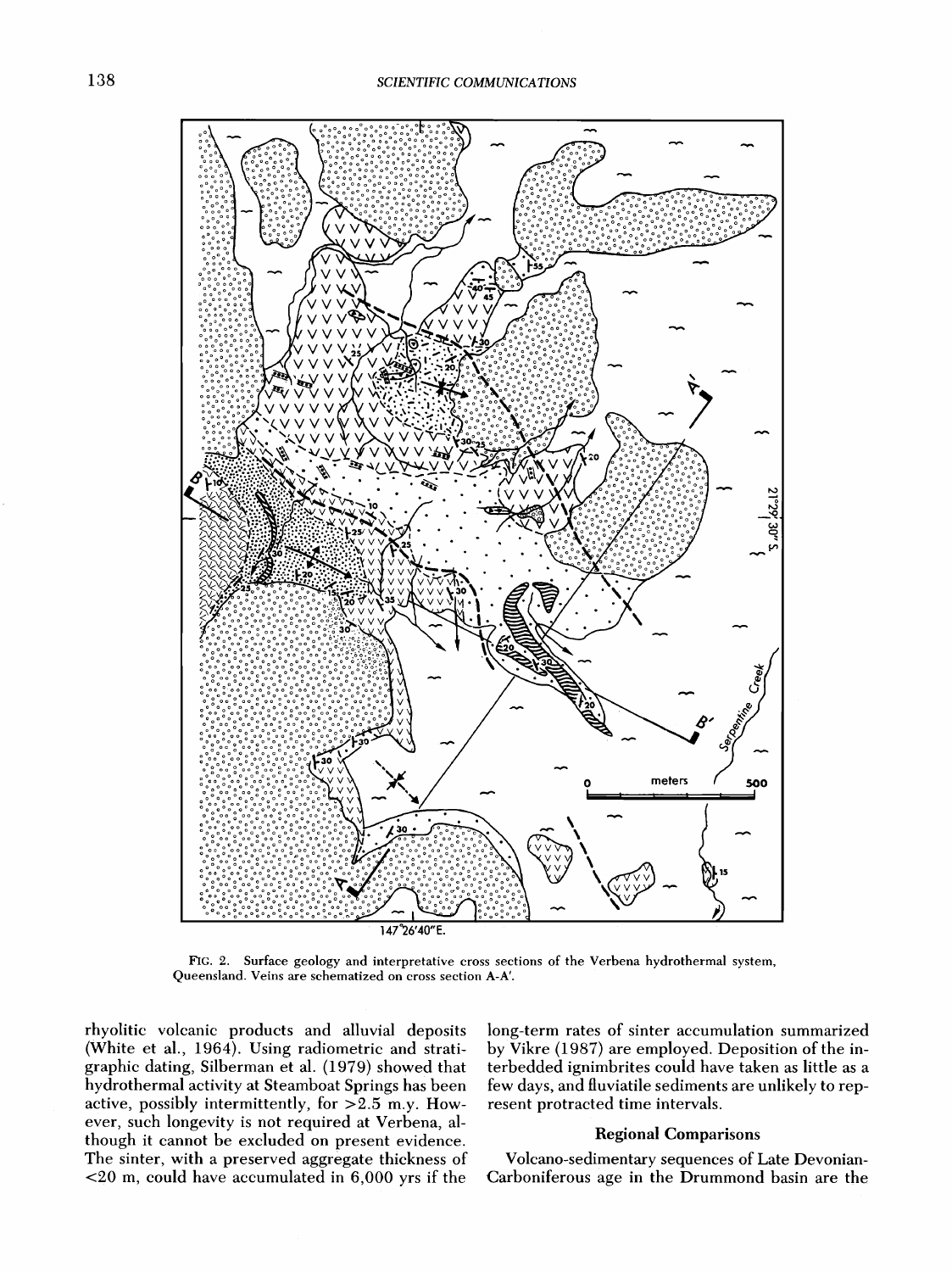FIG. 2. Surface geology and interpretative cross sections of the Verbena hydrothermal system, Queensland. Veins are schematized on cross section A-A'.

rhyolitic volcanic products and alluvial deposits (White et al., 1964). Using radiometric and stratigraphic dating, Silberman et al. (1979) showed that hydrothermal activity at Steamboat Springs has been active, possibly intermittently, for >2.5 m.y. However, such longevity is not required at Verbena, although it cannot be excluded on present evidence. The sinter, with a preserved aggregate thickness of <20 m, could have accumulated in 6,000 yrs if the long-term rates of sinter accumulation summarized by Vikre (1987) are employed. Deposition of the interbedded ignimbrites could have taken as little as a few days, and fluviatile sediments are unlikely to represent protracted time intervals.

## Regional Comparisons

Volcano-sedimentary sequences of Late Devonian-Carboniferous age in the Drummond basin are the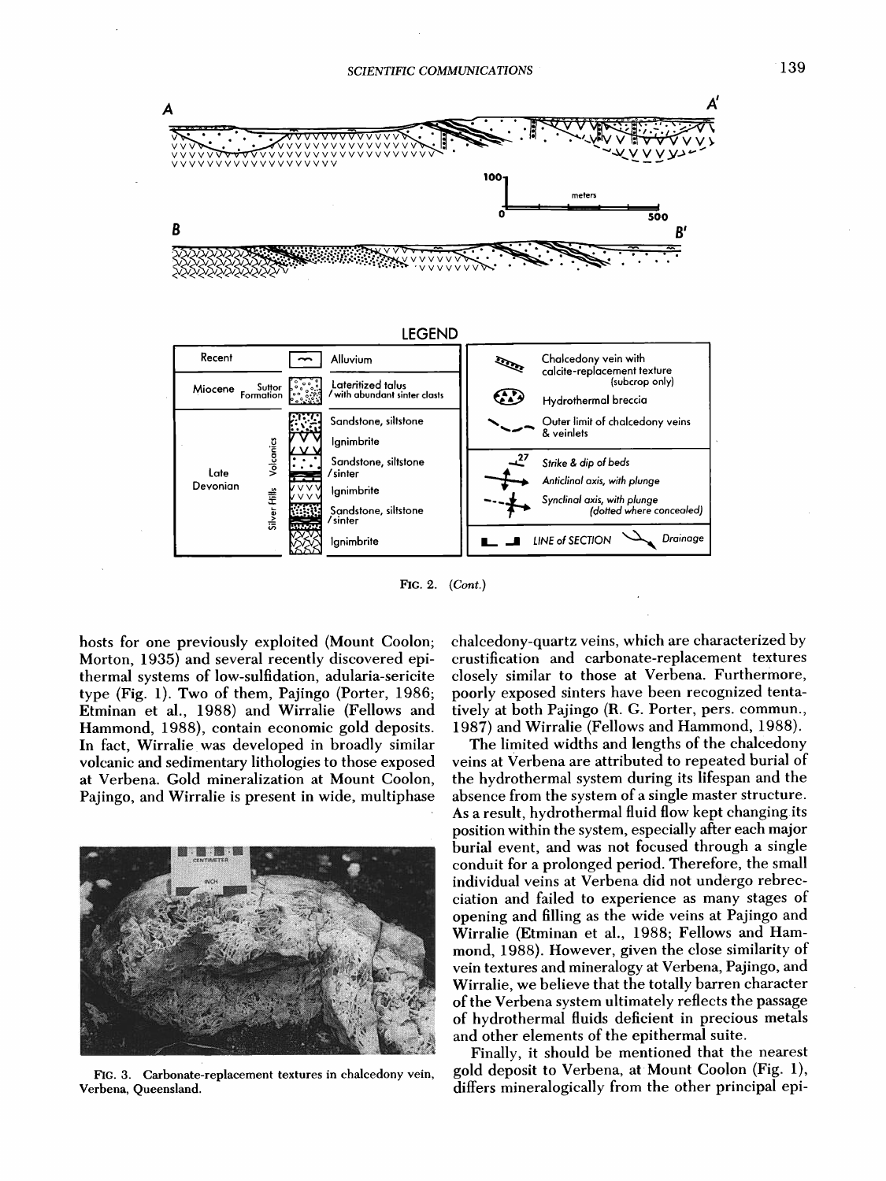FIG. 2. (Cont.)

FIG. 3. Carbonate-replacement textures in chalcedony vein, Verbena, Queensland.

hosts for one previously exploited (Mount Coolon; Morton, 1935) and several recently discovered epithermal systems of low-sulfidation, adularia-sericite type (Fig. 1). Two of them, Pajingo (Porter, 1986; Etminan et al., 1988) and Wirralie (Fellows and Hammond, 1988), contain economic gold deposits. In fact, Wirralie was developed in broadly similar volcanic and sedimentary lithologies to those exposed at Verbena. Gold mineralization at Mount Coolon, Pajingo, and Wirralie is present in wide, multiphase chalcedony-quartz veins, which are characterized by crustification and carbonate-replacement textures closely similar to those at Verbena. Furthermore, poorly exposed sinters have been recognized tentatively at both Pajingo (R. G. Porter, pers. commun., 1987) and Wirralie (Fellows and Hammond, 1988).

The limited widths and lengths of the chalcedony veins at Verbena are attributed to repeated burial of the hydrothermal system during its lifespan and the absence from the system of a single master structure. As a result, hydrothermal fluid flow kept changing its position within the system, especially after each major burial event, and was not focused through a single conduit for a prolonged period. Therefore, the small individual veins at Verbena did not undergo rebrecciation and failed to experience as many stages of opening and filling as the wide veins at Pajingo and Wirralie (Etminan et al., 1988; Fellows and Hammond, 1988). However, given the close similarity of vein textures and mineralogy at Verbena, Pajingo, and Wirralie, we believe that the totally barren character of the Verbena system ultimately reflects the passage of hydrothermal fluids deficient in precious metals and other elements of the epithermal suite.

Finally, it should be mentioned that the nearest gold deposit to Verbena, at Mount Coolon (Fig. 1), differs mineralogically from the other principal epi-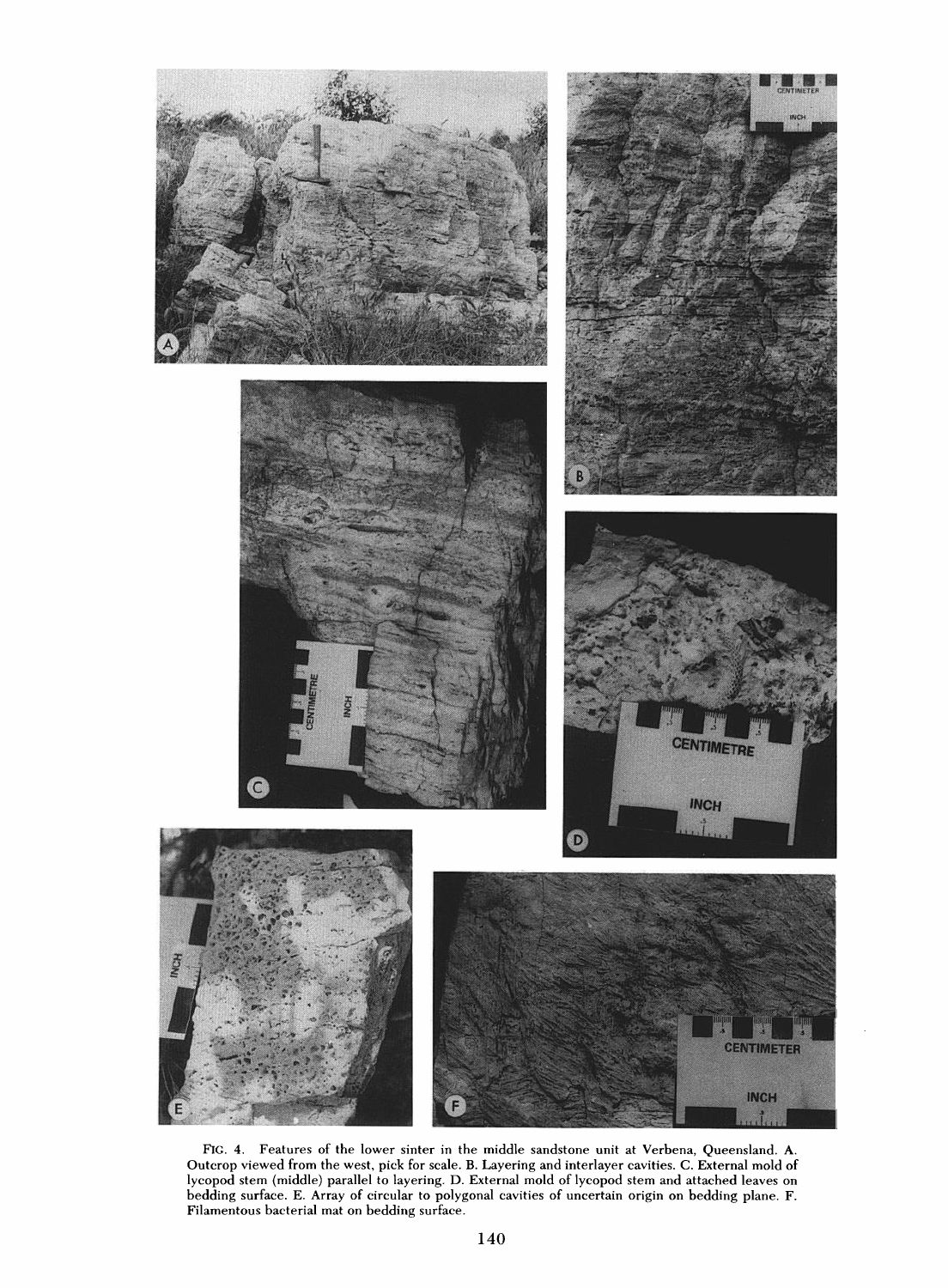FIG. 4. Features of the lower sinter in the middle sandstone unit at Verbena, Queensland. A. Outcrop viewed from the west, pick for scale. B. Layering and interlayer cavities. C. External mold of lycopod stem (middle) parallel to layering. D. External mold of lycopod stem and attached leaves on bedding surface. E. Array of circular to polygonal cavities of uncertain origin on bedding plane. F. Filamentous bacterial mat on bedding surface.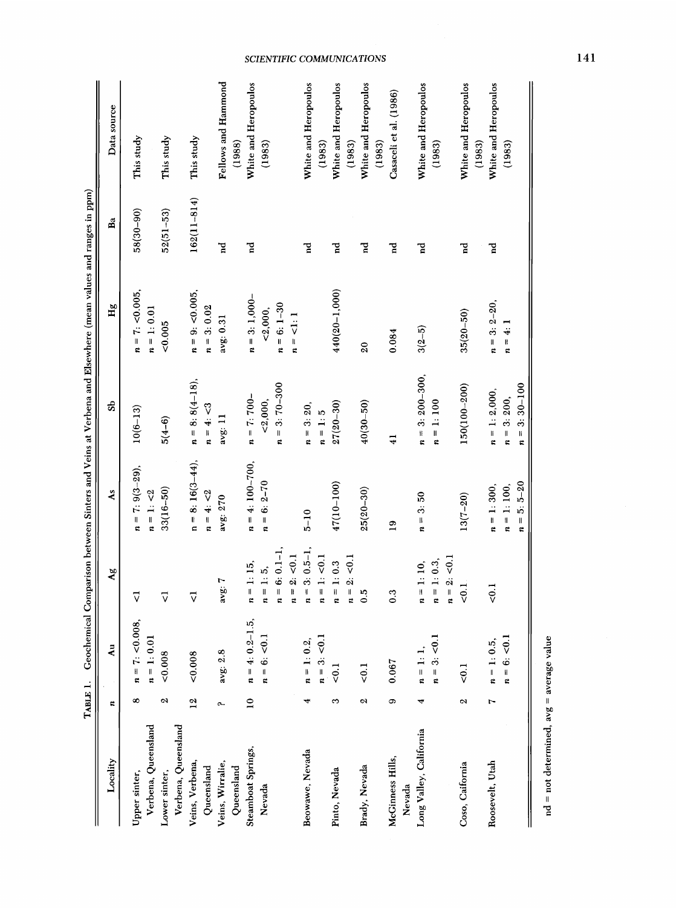TABLE 1. Geochemical Comparison between Sinters and Veins at Verbena and Elsewhere (mean values and ranges in ppm)

| Locality | n | Au | Ag | As | Sb | Hg | Ba | Data source |
|---|---|---|---|---|---|---|---|---|
| Upper sinter, Verbena, Queensland | 8 | n = 7: <0.008, n = 1: 0.01 | <1 | n = 7: 9(3–29), n = 1: <2 | 10(6–13) | n = 7: <0.005, n = 1: 0.01 | 58(30–90) | This study |
| Lower sinter, Verbena, Queensland | 2 | <0.008 | <1 | 33(16–50) | 5(4–6) | <0.005 | 52(51–53) | This study |
| Veins, Verbena, Queensland | 12 | <0.008 | <1 | n = 8: 16(3–44), n = 4: <2 | n = 8: 8(4–18), n = 4: <3 | n = 9: <0.005, n = 3: 0.02 | 162(11–814) | This study |
| Veins, Wirralie, Queensland | ? | avg: 2.8 | avg: 7 | avg: 270 | avg: 11 | avg: 0.31 | nd | Fellows and Hammond (1988) |
| Steamboat Springs, Nevada | 10 | n = 4: 0.2–1.5, n = 6: <0.1 | n = 1: 15, n = 1: 5, n = 6: 0.1–1, n = 2: <0.1 | n = 4: 100–700, n = 6: 2–70 | n = 7: 700–<2,000, n = 3: 70–300 | n = 3: 1,000–<2,000, n = 6: 1–30, n = <1: 1 | nd | White and Heropoulos (1983) |
| Beowawe, Nevada | 4 | n = 1: 0.2, n = 3: <0.1 | n = 3: 0.5–1, n = 1: <0.1 | 5–10 | n = 3: 20, n = 1: 5 | | nd | White and Heropoulos (1983) |
| Pinto, Nevada | 3 | <0.1 | n = 1: 0.3, n = 2: <0.1 | 47(10–100) | 27(20–30) | 440(20–1,000) | nd | White and Heropoulos (1983) |
| Brady, Nevada | 2 | <0.1 | 0.5 | 25(20–30) | 40(30–50) | 20 | nd | White and Heropoulos (1983) |
| McGinness Hills, Nevada | 9 | 0.067 | 0.3 | 19 | 41 | 0.084 | nd | Casaceli et al. (1986) |
| Long Valley, California | 4 | n = 1: 1, n = 3: <0.1 | n = 1: 10, n = 1: 0.3, n = 2: <0.1 | n = 3: 50 | n = 3: 200–300, n = 1: 100 | 3(2–5) | nd | White and Heropoulos (1983) |
| Coso, California | 2 | <0.1 | <0.1 | 13(7–20) | 150(100–200) | 35(20–50) | nd | White and Heropoulos (1983) |
| Roosevelt, Utah | 7 | n = 1: 0.5, n = 6: <0.1 | <0.1 | n = 1: 300, n = 1: 100, n = 5: 5–20 | n = 1: 2,000, n = 3: 200, n = 3: 30–100 | n = 3: 2–20, n = 4: 1 | nd | White and Heropoulos (1983) |

nd = not determined, avg = average value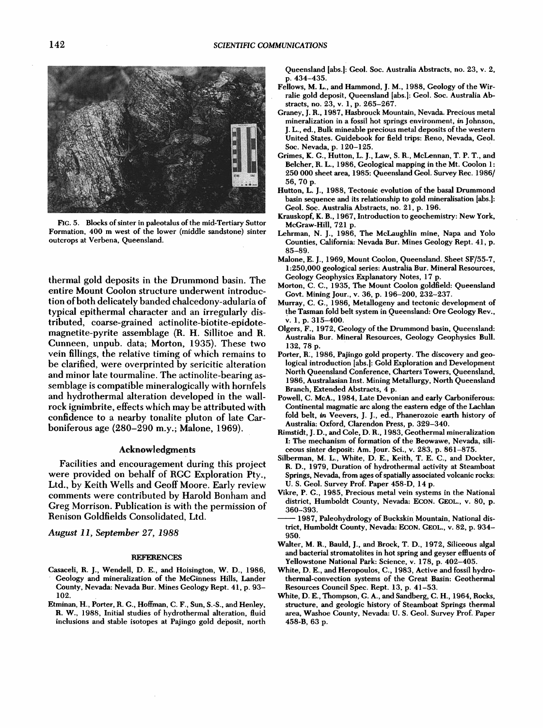FIG. 5. Blocks of sinter in paleotalus of the mid-Tertiary Suttor Formation, 400 m west of the lower (middle sandstone) sinter outcrops at Verbena, Queensland.

thermal gold deposits in the Drummond basin. The entire Mount Coolon structure underwent introduction of both delicately banded chalcedony-adularia of typical epithermal character and an irregularly distributed, coarse-grained actinolite-biotite-epidote-magnetite-pyrite assemblage (R. H. Sillitoe and R. Cunneen, unpub. data; Morton, 1935). These two vein fillings, the relative timing of which remains to be clarified, were overprinted by sericitic alteration and minor late tourmaline. The actinolite-bearing assemblage is compatible mineralogically with hornfels and hydrothermal alteration developed in the wall-rock ignimbrite, effects which may be attributed with confidence to a nearby tonalite pluton of late Carboniferous age (280–290 m.y.; Malone, 1969).

## Acknowledgments

Facilities and encouragement during this project were provided on behalf of RGC Exploration Pty., Ltd., by Keith Wells and Geoff Moore. Early review comments were contributed by Harold Bonham and Greg Morrison. Publication is with the permission of Renison Goldfields Consolidated, Ltd.

*August 11, September 27, 1988*

## REFERENCES

Casaceli, R. J., Wendell, D. E., and Hoisington, W. D., 1986, Geology and mineralization of the McGinness Hills, Lander County, Nevada: Nevada Bur. Mines Geology Rept. 41, p. 93–102.

Etminan, H., Porter, R. G., Hoffman, C. F., Sun, S.-S., and Henley, R. W., 1988, Initial studies of hydrothermal alteration, fluid inclusions and stable isotopes at Pajingo gold deposit, north Queensland [abs.]: Geol. Soc. Australia Abstracts, no. 23, v. 2, p. 434–435.

Fellows, M. L., and Hammond, J. M., 1988, Geology of the Wirralie gold deposit, Queensland [abs.]: Geol. Soc. Australia Abstracts, no. 23, v. 1, p. 265–267.

Graney, J. R., 1987, Hasbrouck Mountain, Nevada. Precious metal mineralization in a fossil hot springs environment, *in* Johnson, J. L., ed., Bulk mineable precious metal deposits of the western United States. Guidebook for field trips: Reno, Nevada, Geol. Soc. Nevada, p. 120–125.

Grimes, K. G., Hutton, L. J., Law, S. R., McLennan, T. P. T., and Belcher, R. L., 1986, Geological mapping in the Mt. Coolon 1: 250 000 sheet area, 1985: Queensland Geol. Survey Rec. 1986/56, 70 p.

Hutton, L. J., 1988, Tectonic evolution of the basal Drummond basin sequence and its relationship to gold mineralisation [abs.]: Geol. Soc. Australia Abstracts, no. 21, p. 196.

Krauskopf, K. B., 1967, Introduction to geochemistry: New York, McGraw-Hill, 721 p.

Lehrman, N. J., 1986, The McLaughlin mine, Napa and Yolo Counties, California: Nevada Bur. Mines Geology Rept. 41, p. 85–89.

Malone, E. J., 1969, Mount Coolon, Queensland. Sheet SF/55-7, 1:250,000 geological series: Australia Bur. Mineral Resources, Geology Geophysics Explanatory Notes, 17 p.

Morton, C. C., 1935, The Mount Coolon goldfield: Queensland Govt. Mining Jour., v. 36, p. 196–200, 232–237.

Murray, C. G., 1986, Metallogeny and tectonic development of the Tasman fold belt system in Queensland: Ore Geology Rev., v. 1, p. 315–400.

Olgers, F., 1972, Geology of the Drummond basin, Queensland: Australia Bur. Mineral Resources, Geology Geophysics Bull. 132, 78 p.

Porter, R., 1986, Pajingo gold property. The discovery and geological introduction [abs.]: Gold Exploration and Development North Queensland Conference, Charters Towers, Queensland, 1986, Australasian Inst. Mining Metallurgy, North Queensland Branch, Extended Abstracts, 4 p.

Powell, C. McA., 1984, Late Devonian and early Carboniferous: Continental magmatic arc along the eastern edge of the Lachlan fold belt, *in* Veevers, J. J., ed., Phanerozoic earth history of Australia: Oxford, Clarendon Press, p. 329–340.

Rimstidt, J. D., and Cole, D. R., 1983, Geothermal mineralization I: The mechanism of formation of the Beowawe, Nevada, siliceous sinter deposit: Am. Jour. Sci., v. 283, p. 861–875.

Silberman, M. L., White, D. E., Keith, T. E. C., and Dockter, R. D., 1979, Duration of hydrothermal activity at Steamboat Springs, Nevada, from ages of spatially associated volcanic rocks: U. S. Geol. Survey Prof. Paper 458-D, 14 p.

Vikre, P. G., 1985, Precious metal vein systems in the National district, Humboldt County, Nevada: ECON. GEOL., v. 80, p. 360–393.

——— 1987, Paleohydrology of Buckskin Mountain, National district, Humboldt County, Nevada: ECON. GEOL., v. 82, p. 934–950.

Walter, M. R., Bauld, J., and Brock, T. D., 1972, Siliceous algal and bacterial stromatolites in hot spring and geyser effluents of Yellowstone National Park: Science, v. 178, p. 402–405.

White, D. E., and Heropoulos, C., 1983, Active and fossil hydrothermal-convection systems of the Great Basin: Geothermal Resources Council Spec. Rept. 13, p. 41–53.

White, D. E., Thompson, G. A., and Sandberg, C. H., 1964, Rocks, structure, and geologic history of Steamboat Springs thermal area, Washoe County, Nevada: U. S. Geol. Survey Prof. Paper 458-B, 63 p.